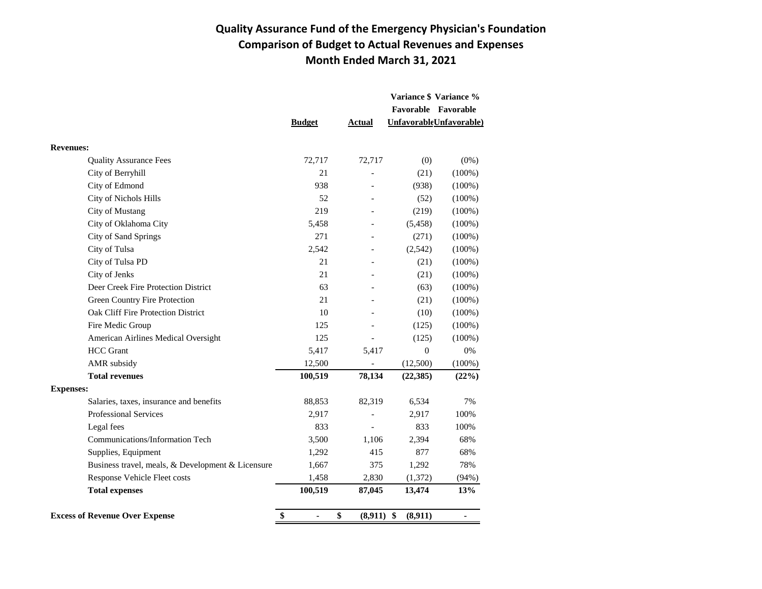# Quality Assurance Fund of the Emergency Physician's Foundation
## Comparison of Budget to Actual Revenues and Expenses
## Month Ended March 31, 2021

| | Budget | Actual | Variance $ Favorable Unfavorable | Variance % Favorable Unfavorable) |
|---|---|---|---|---|
| **Revenues:** | | | | |
| Quality Assurance Fees | 72,717 | 72,717 | (0) | (0%) |
| City of Berryhill | 21 | - | (21) | (100%) |
| City of Edmond | 938 | - | (938) | (100%) |
| City of Nichols Hills | 52 | - | (52) | (100%) |
| City of Mustang | 219 | - | (219) | (100%) |
| City of Oklahoma City | 5,458 | - | (5,458) | (100%) |
| City of Sand Springs | 271 | - | (271) | (100%) |
| City of Tulsa | 2,542 | - | (2,542) | (100%) |
| City of Tulsa PD | 21 | - | (21) | (100%) |
| City of Jenks | 21 | - | (21) | (100%) |
| Deer Creek Fire Protection District | 63 | - | (63) | (100%) |
| Green Country Fire Protection | 21 | - | (21) | (100%) |
| Oak Cliff Fire Protection District | 10 | - | (10) | (100%) |
| Fire Medic Group | 125 | - | (125) | (100%) |
| American Airlines Medical Oversight | 125 | - | (125) | (100%) |
| HCC Grant | 5,417 | 5,417 | 0 | 0% |
| AMR subsidy | 12,500 | - | (12,500) | (100%) |
| **Total revenues** | **100,519** | **78,134** | **(22,385)** | **(22%)** |
| **Expenses:** | | | | |
| Salaries, taxes, insurance and benefits | 88,853 | 82,319 | 6,534 | 7% |
| Professional Services | 2,917 | - | 2,917 | 100% |
| Legal fees | 833 | - | 833 | 100% |
| Communications/Information Tech | 3,500 | 1,106 | 2,394 | 68% |
| Supplies, Equipment | 1,292 | 415 | 877 | 68% |
| Business travel, meals, & Development & Licensure | 1,667 | 375 | 1,292 | 78% |
| Response Vehicle Fleet costs | 1,458 | 2,830 | (1,372) | (94%) |
| **Total expenses** | **100,519** | **87,045** | **13,474** | **13%** |
| **Excess of Revenue Over Expense** | **$ -** | **$ (8,911)** | **$ (8,911)** | **-** |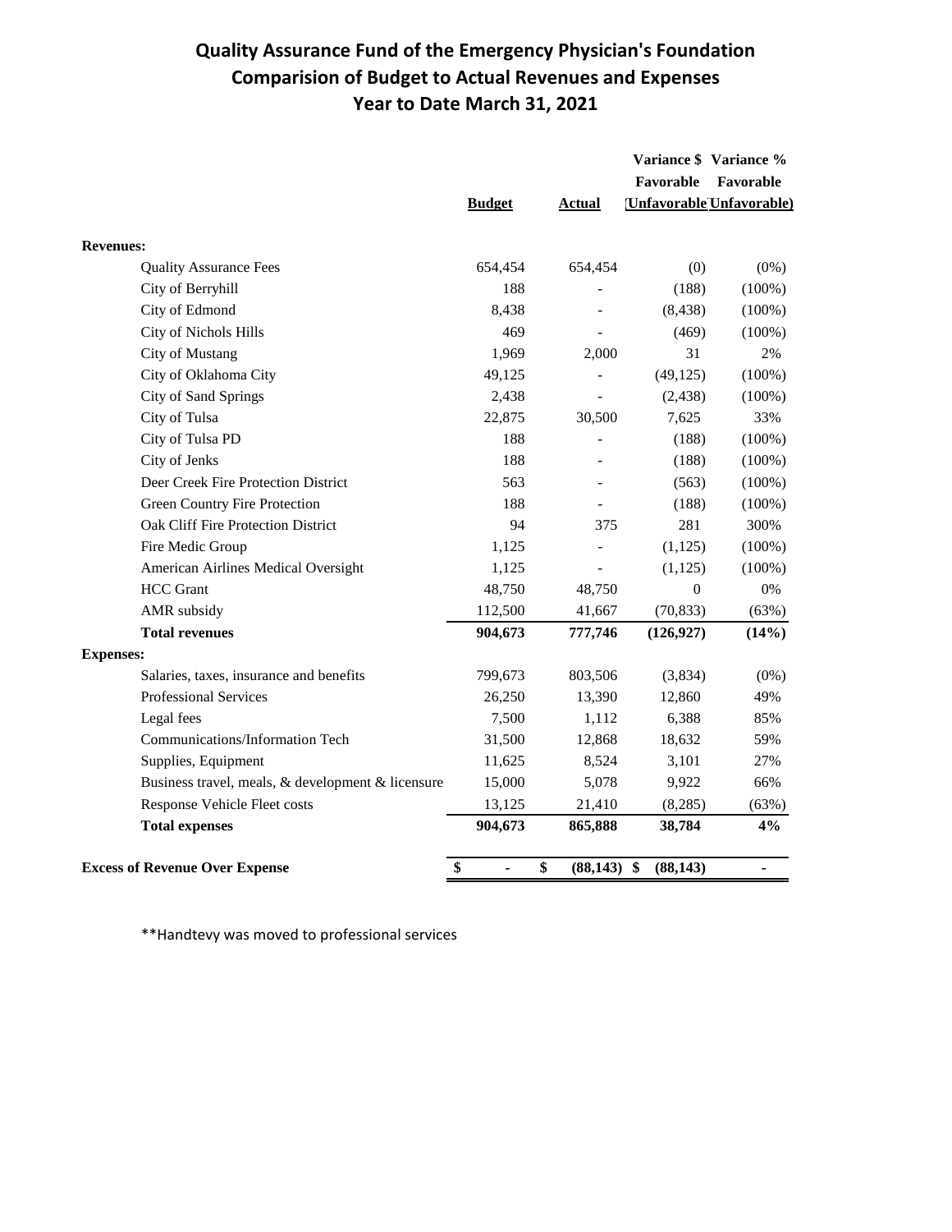# Quality Assurance Fund of the Emergency Physician's Foundation
## Comparision of Budget to Actual Revenues and Expenses
### Year to Date March 31, 2021

| | Budget | Actual | Variance \$ Favorable (Unfavorable) | Variance % Favorable (Unfavorable) |
|---|---|---|---|---|
| **Revenues:** | | | | |
| Quality Assurance Fees | 654,454 | 654,454 | (0) | (0%) |
| City of Berryhill | 188 | - | (188) | (100%) |
| City of Edmond | 8,438 | - | (8,438) | (100%) |
| City of Nichols Hills | 469 | - | (469) | (100%) |
| City of Mustang | 1,969 | 2,000 | 31 | 2% |
| City of Oklahoma City | 49,125 | - | (49,125) | (100%) |
| City of Sand Springs | 2,438 | - | (2,438) | (100%) |
| City of Tulsa | 22,875 | 30,500 | 7,625 | 33% |
| City of Tulsa PD | 188 | - | (188) | (100%) |
| City of Jenks | 188 | - | (188) | (100%) |
| Deer Creek Fire Protection District | 563 | - | (563) | (100%) |
| Green Country Fire Protection | 188 | - | (188) | (100%) |
| Oak Cliff Fire Protection District | 94 | 375 | 281 | 300% |
| Fire Medic Group | 1,125 | - | (1,125) | (100%) |
| American Airlines Medical Oversight | 1,125 | - | (1,125) | (100%) |
| HCC Grant | 48,750 | 48,750 | 0 | 0% |
| AMR subsidy | 112,500 | 41,667 | (70,833) | (63%) |
| **Total revenues** | **904,673** | **777,746** | **(126,927)** | **(14%)** |
| **Expenses:** | | | | |
| Salaries, taxes, insurance and benefits | 799,673 | 803,506 | (3,834) | (0%) |
| Professional Services | 26,250 | 13,390 | 12,860 | 49% |
| Legal fees | 7,500 | 1,112 | 6,388 | 85% |
| Communications/Information Tech | 31,500 | 12,868 | 18,632 | 59% |
| Supplies, Equipment | 11,625 | 8,524 | 3,101 | 27% |
| Business travel, meals, & development & licensure | 15,000 | 5,078 | 9,922 | 66% |
| Response Vehicle Fleet costs | 13,125 | 21,410 | (8,285) | (63%) |
| **Total expenses** | **904,673** | **865,888** | **38,784** | **4%** |
| **Excess of Revenue Over Expense** | **\$ -** | **\$ (88,143)** | **\$ (88,143)** | **-** |

**Handtevy was moved to professional services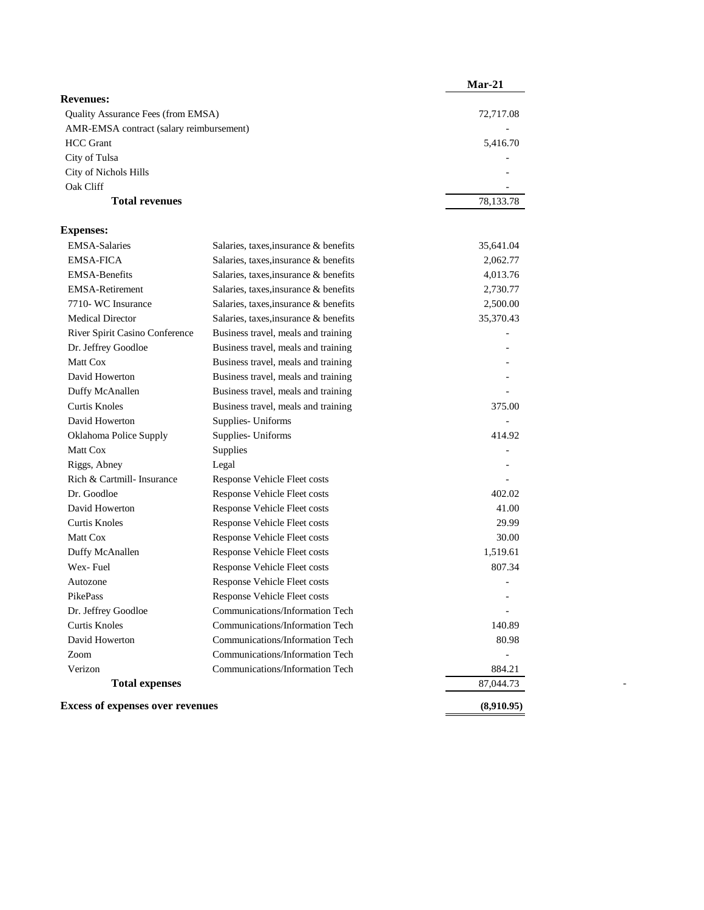| | | Mar-21 |
|---|---|---|
| **Revenues:** | | |
| Quality Assurance Fees (from EMSA) | | 72,717.08 |
| AMR-EMSA contract (salary reimbursement) | | - |
| HCC Grant | | 5,416.70 |
| City of Tulsa | | - |
| City of Nichols Hills | | - |
| Oak Cliff | | - |
| **Total revenues** | | 78,133.78 |
| | | |
| **Expenses:** | | |
| EMSA-Salaries | Salaries, taxes,insurance & benefits | 35,641.04 |
| EMSA-FICA | Salaries, taxes,insurance & benefits | 2,062.77 |
| EMSA-Benefits | Salaries, taxes,insurance & benefits | 4,013.76 |
| EMSA-Retirement | Salaries, taxes,insurance & benefits | 2,730.77 |
| 7710- WC Insurance | Salaries, taxes,insurance & benefits | 2,500.00 |
| Medical Director | Salaries, taxes,insurance & benefits | 35,370.43 |
| River Spirit Casino Conference | Business travel, meals and training | - |
| Dr. Jeffrey Goodloe | Business travel, meals and training | - |
| Matt Cox | Business travel, meals and training | - |
| David Howerton | Business travel, meals and training | - |
| Duffy McAnallen | Business travel, meals and training | - |
| Curtis Knoles | Business travel, meals and training | 375.00 |
| David Howerton | Supplies- Uniforms | - |
| Oklahoma Police Supply | Supplies- Uniforms | 414.92 |
| Matt Cox | Supplies | - |
| Riggs, Abney | Legal | - |
| Rich & Cartmill- Insurance | Response Vehicle Fleet costs | - |
| Dr. Goodloe | Response Vehicle Fleet costs | 402.02 |
| David Howerton | Response Vehicle Fleet costs | 41.00 |
| Curtis Knoles | Response Vehicle Fleet costs | 29.99 |
| Matt Cox | Response Vehicle Fleet costs | 30.00 |
| Duffy McAnallen | Response Vehicle Fleet costs | 1,519.61 |
| Wex- Fuel | Response Vehicle Fleet costs | 807.34 |
| Autozone | Response Vehicle Fleet costs | - |
| PikePass | Response Vehicle Fleet costs | - |
| Dr. Jeffrey Goodloe | Communications/Information Tech | - |
| Curtis Knoles | Communications/Information Tech | 140.89 |
| David Howerton | Communications/Information Tech | 80.98 |
| Zoom | Communications/Information Tech | - |
| Verizon | Communications/Information Tech | 884.21 |
| **Total expenses** | | 87,044.73 |
| | | |
| **Excess of expenses over revenues** | | **(8,910.95)** |